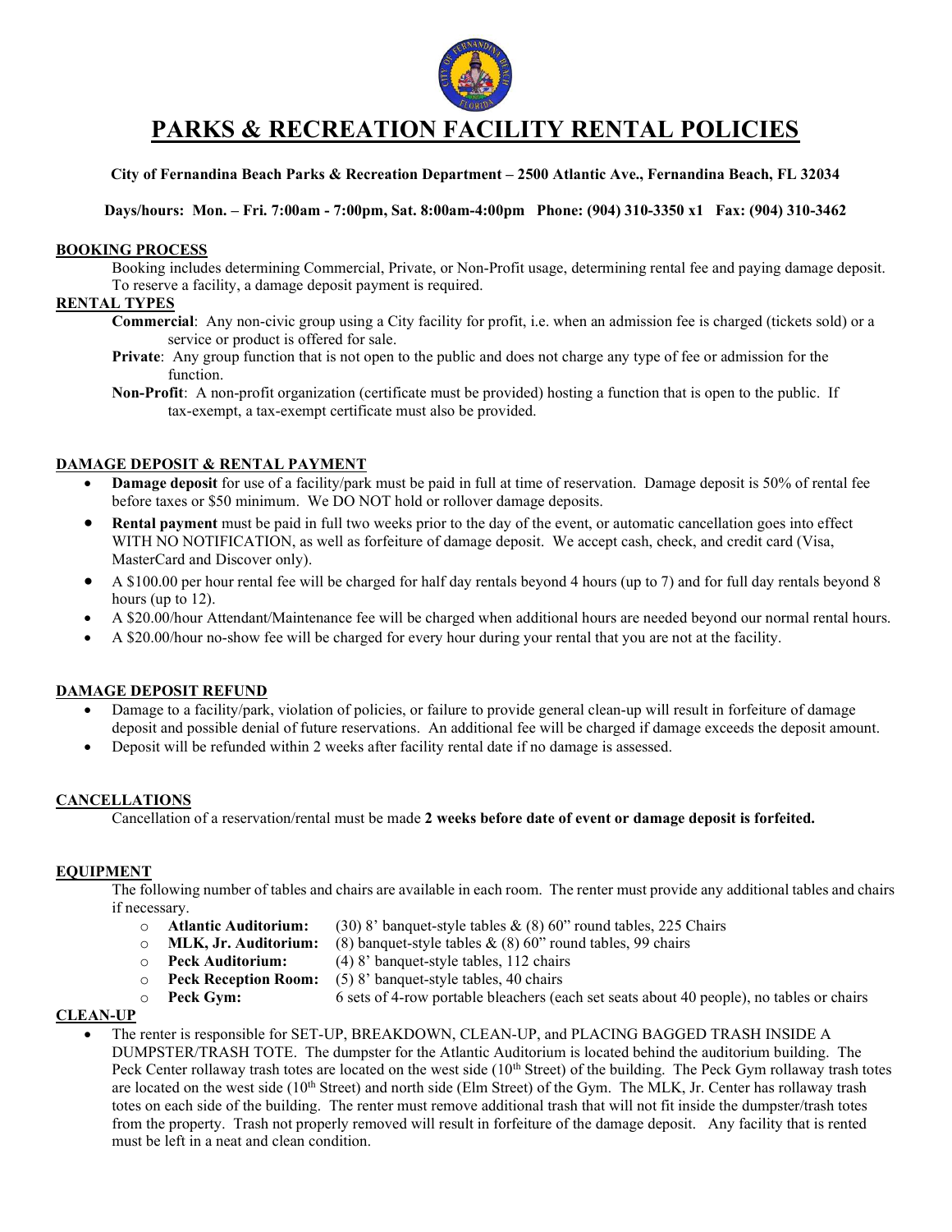# PARKS & RECREATION FACILITY RENTAL POLICIES

**City of Fernandina Beach Parks & Recreation Department – 2500 Atlantic Ave., Fernandina Beach, FL 32034**

**Days/hours: Mon. – Fri. 7:00am - 7:00pm, Sat. 8:00am-4:00pm Phone: (904) 310-3350 x1 Fax: (904) 310-3462**

## BOOKING PROCESS

Booking includes determining Commercial, Private, or Non-Profit usage, determining rental fee and paying damage deposit. To reserve a facility, a damage deposit payment is required.

## RENTAL TYPES

**Commercial**: Any non-civic group using a City facility for profit, i.e. when an admission fee is charged (tickets sold) or a service or product is offered for sale.

**Private**: Any group function that is not open to the public and does not charge any type of fee or admission for the function.

**Non-Profit**: A non-profit organization (certificate must be provided) hosting a function that is open to the public. If tax-exempt, a tax-exempt certificate must also be provided.

## DAMAGE DEPOSIT & RENTAL PAYMENT

- **Damage deposit** for use of a facility/park must be paid in full at time of reservation. Damage deposit is 50% of rental fee before taxes or $50 minimum. We DO NOT hold or rollover damage deposits.
- **Rental payment** must be paid in full two weeks prior to the day of the event, or automatic cancellation goes into effect WITH NO NOTIFICATION, as well as forfeiture of damage deposit. We accept cash, check, and credit card (Visa, MasterCard and Discover only).
- A $100.00 per hour rental fee will be charged for half day rentals beyond 4 hours (up to 7) and for full day rentals beyond 8 hours (up to 12).
- A $20.00/hour Attendant/Maintenance fee will be charged when additional hours are needed beyond our normal rental hours.
- A $20.00/hour no-show fee will be charged for every hour during your rental that you are not at the facility.

## DAMAGE DEPOSIT REFUND

- Damage to a facility/park, violation of policies, or failure to provide general clean-up will result in forfeiture of damage deposit and possible denial of future reservations. An additional fee will be charged if damage exceeds the deposit amount.
- Deposit will be refunded within 2 weeks after facility rental date if no damage is assessed.

## CANCELLATIONS

Cancellation of a reservation/rental must be made **2 weeks before date of event or damage deposit is forfeited.**

## EQUIPMENT

The following number of tables and chairs are available in each room. The renter must provide any additional tables and chairs if necessary.

- **Atlantic Auditorium:** (30) 8' banquet-style tables & (8) 60" round tables, 225 Chairs
- **MLK, Jr. Auditorium:** (8) banquet-style tables & (8) 60" round tables, 99 chairs
- **Peck Auditorium:** (4) 8' banquet-style tables, 112 chairs
- **Peck Reception Room:** (5) 8' banquet-style tables, 40 chairs
- **Peck Gym:** 6 sets of 4-row portable bleachers (each set seats about 40 people), no tables or chairs

## CLEAN-UP

- The renter is responsible for SET-UP, BREAKDOWN, CLEAN-UP, and PLACING BAGGED TRASH INSIDE A DUMPSTER/TRASH TOTE. The dumpster for the Atlantic Auditorium is located behind the auditorium building. The Peck Center rollaway trash totes are located on the west side (10th Street) of the building. The Peck Gym rollaway trash totes are located on the west side (10th Street) and north side (Elm Street) of the Gym. The MLK, Jr. Center has rollaway trash totes on each side of the building. The renter must remove additional trash that will not fit inside the dumpster/trash totes from the property. Trash not properly removed will result in forfeiture of the damage deposit. Any facility that is rented must be left in a neat and clean condition.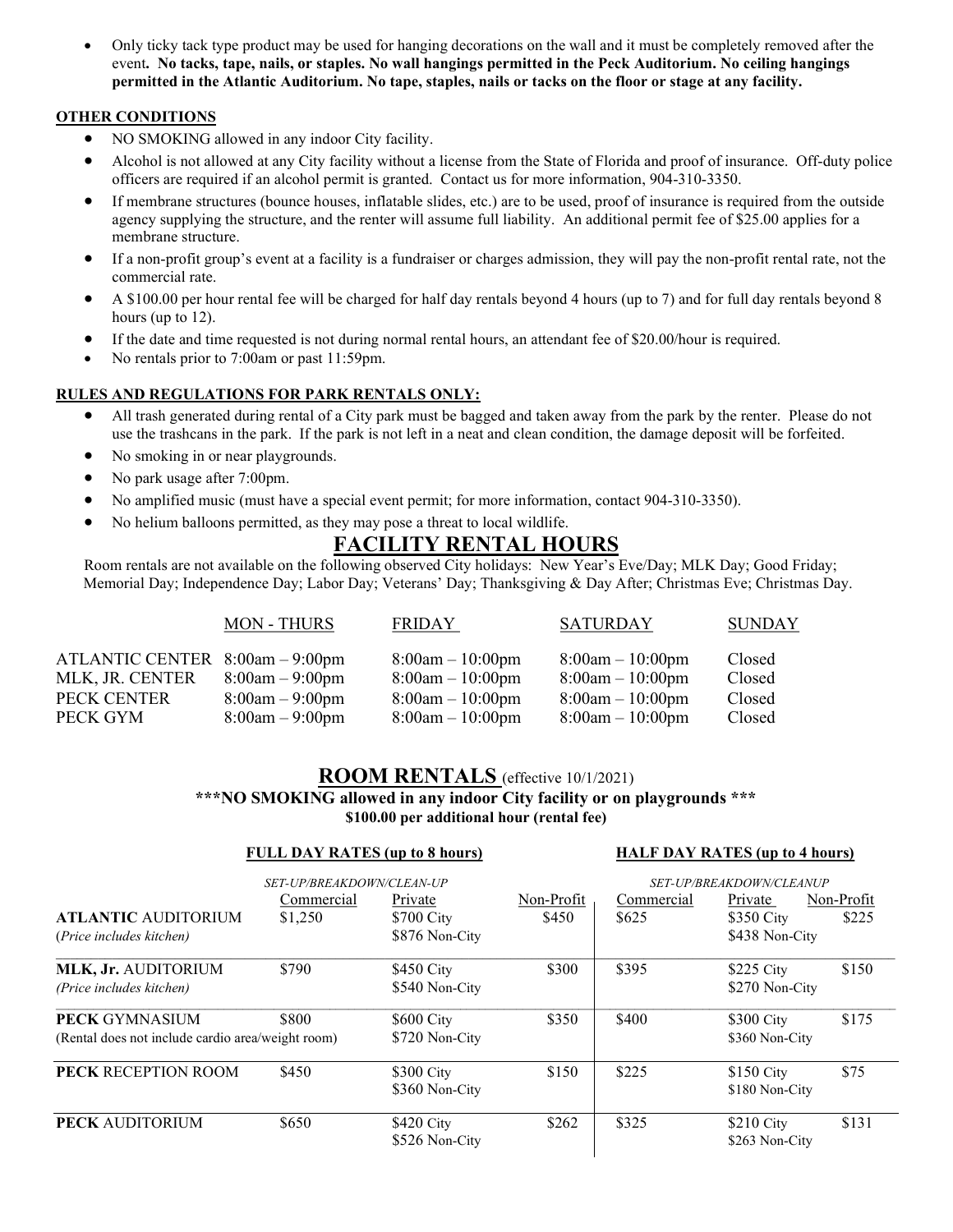- Only ticky tack type product may be used for hanging decorations on the wall and it must be completely removed after the event**. No tacks, tape, nails, or staples. No wall hangings permitted in the Peck Auditorium. No ceiling hangings permitted in the Atlantic Auditorium. No tape, staples, nails or tacks on the floor or stage at any facility.**

**OTHER CONDITIONS**

- NO SMOKING allowed in any indoor City facility.
- Alcohol is not allowed at any City facility without a license from the State of Florida and proof of insurance. Off-duty police officers are required if an alcohol permit is granted. Contact us for more information, 904-310-3350.
- If membrane structures (bounce houses, inflatable slides, etc.) are to be used, proof of insurance is required from the outside agency supplying the structure, and the renter will assume full liability. An additional permit fee of $25.00 applies for a membrane structure.
- If a non-profit group's event at a facility is a fundraiser or charges admission, they will pay the non-profit rental rate, not the commercial rate.
- A $100.00 per hour rental fee will be charged for half day rentals beyond 4 hours (up to 7) and for full day rentals beyond 8 hours (up to 12).
- If the date and time requested is not during normal rental hours, an attendant fee of $20.00/hour is required.
- No rentals prior to 7:00am or past 11:59pm.

**RULES AND REGULATIONS FOR PARK RENTALS ONLY:**

- All trash generated during rental of a City park must be bagged and taken away from the park by the renter. Please do not use the trashcans in the park. If the park is not left in a neat and clean condition, the damage deposit will be forfeited.
- No smoking in or near playgrounds.
- No park usage after 7:00pm.
- No amplified music (must have a special event permit; for more information, contact 904-310-3350).
- No helium balloons permitted, as they may pose a threat to local wildlife.

# FACILITY RENTAL HOURS

Room rentals are not available on the following observed City holidays: New Year's Eve/Day; MLK Day; Good Friday; Memorial Day; Independence Day; Labor Day; Veterans' Day; Thanksgiving & Day After; Christmas Eve; Christmas Day.

| | MON - THURS | FRIDAY | SATURDAY | SUNDAY |
|---|---|---|---|---|
| ATLANTIC CENTER | 8:00am – 9:00pm | 8:00am – 10:00pm | 8:00am – 10:00pm | Closed |
| MLK, JR. CENTER | 8:00am – 9:00pm | 8:00am – 10:00pm | 8:00am – 10:00pm | Closed |
| PECK CENTER | 8:00am – 9:00pm | 8:00am – 10:00pm | 8:00am – 10:00pm | Closed |
| PECK GYM | 8:00am – 9:00pm | 8:00am – 10:00pm | 8:00am – 10:00pm | Closed |

# ROOM RENTALS (effective 10/1/2021)

**\*\*\*NO SMOKING allowed in any indoor City facility or on playgrounds \*\*\***

**$100.00 per additional hour (rental fee)**

| | **FULL DAY RATES (up to 8 hours)** | | | **HALF DAY RATES (up to 4 hours)** | | |
|---|---|---|---|---|---|---|
| | *SET-UP/BREAKDOWN/CLEAN-UP* | | | *SET-UP/BREAKDOWN/CLEANUP* | | |
| | Commercial | Private | Non-Profit | Commercial | Private | Non-Profit |
| **ATLANTIC** AUDITORIUM (*Price includes kitchen*) | $1,250 | $700 City<br>$876 Non-City | $450 | $625 | $350 City<br>$438 Non-City | $225 |
| **MLK, Jr.** AUDITORIUM *(Price includes kitchen)* | $790 | $450 City<br>$540 Non-City | $300 | $395 | $225 City<br>$270 Non-City | $150 |
| **PECK** GYMNASIUM (Rental does not include cardio area/weight room) | $800 | $600 City<br>$720 Non-City | $350 | $400 | $300 City<br>$360 Non-City | $175 |
| **PECK** RECEPTION ROOM | $450 | $300 City<br>$360 Non-City | $150 | $225 | $150 City<br>$180 Non-City | $75 |
| **PECK** AUDITORIUM | $650 | $420 City<br>$526 Non-City | $262 | $325 | $210 City<br>$263 Non-City | $131 |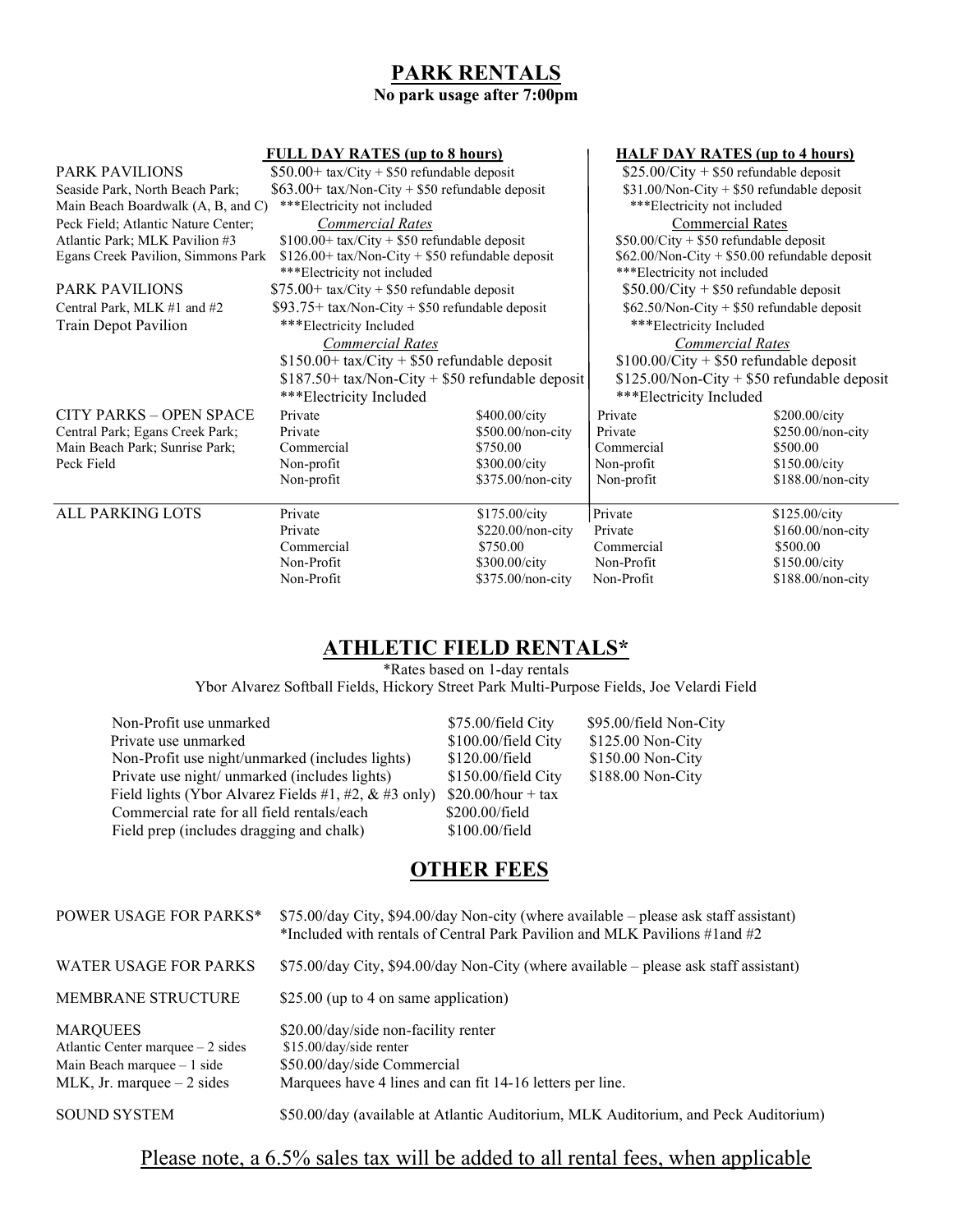# PARK RENTALS

**No park usage after 7:00pm**

| | FULL DAY RATES (up to 8 hours) | | HALF DAY RATES (up to 4 hours) | |
|---|---|---|---|---|
| PARK PAVILIONS<br>Seaside Park, North Beach Park;<br>Main Beach Boardwalk (A, B, and C)<br>Peck Field; Atlantic Nature Center;<br>Atlantic Park; MLK Pavilion #3<br>Egans Creek Pavilion, Simmons Park | $50.00+ tax/City + $50 refundable deposit<br>$63.00+ tax/Non-City + $50 refundable deposit<br>***Electricity not included<br>*Commercial Rates*<br>$100.00+ tax/City + $50 refundable deposit<br>$126.00+ tax/Non-City + $50 refundable deposit<br>***Electricity not included | | $25.00/City + $50 refundable deposit<br>$31.00/Non-City + $50 refundable deposit<br>***Electricity not included<br>Commercial Rates<br>$50.00/City + $50 refundable deposit<br>$62.00/Non-City + $50.00 refundable deposit<br>***Electricity not included | |
| PARK PAVILIONS<br>Central Park, MLK #1 and #2<br>Train Depot Pavilion | $75.00+ tax/City + $50 refundable deposit<br>$93.75+ tax/Non-City + $50 refundable deposit<br>***Electricity Included<br>*Commercial Rates*<br>$150.00+ tax/City + $50 refundable deposit<br>$187.50+ tax/Non-City + $50 refundable deposit<br>***Electricity Included | | $50.00/City + $50 refundable deposit<br>$62.50/Non-City + $50 refundable deposit<br>***Electricity Included<br>*Commercial Rates*<br>$100.00/City + $50 refundable deposit<br>$125.00/Non-City + $50 refundable deposit<br>***Electricity Included | |
| CITY PARKS – OPEN SPACE<br>Central Park; Egans Creek Park;<br>Main Beach Park; Sunrise Park;<br>Peck Field | Private<br>Private<br>Commercial<br>Non-profit<br>Non-profit | $400.00/city<br>$500.00/non-city<br>$750.00<br>$300.00/city<br>$375.00/non-city | Private<br>Private<br>Commercial<br>Non-profit<br>Non-profit | $200.00/city<br>$250.00/non-city<br>$500.00<br>$150.00/city<br>$188.00/non-city |
| ALL PARKING LOTS | Private<br>Private<br>Commercial<br>Non-Profit<br>Non-Profit | $175.00/city<br>$220.00/non-city<br>$750.00<br>$300.00/city<br>$375.00/non-city | Private<br>Private<br>Commercial<br>Non-Profit<br>Non-Profit | $125.00/city<br>$160.00/non-city<br>$500.00<br>$150.00/city<br>$188.00/non-city |

# ATHLETIC FIELD RENTALS*

*Rates based on 1-day rentals

Ybor Alvarez Softball Fields, Hickory Street Park Multi-Purpose Fields, Joe Velardi Field

| | | |
|---|---|---|
| Non-Profit use unmarked | $75.00/field City | $95.00/field Non-City |
| Private use unmarked | $100.00/field City | $125.00 Non-City |
| Non-Profit use night/unmarked (includes lights) | $120.00/field | $150.00 Non-City |
| Private use night/ unmarked (includes lights) | $150.00/field City | $188.00 Non-City |
| Field lights (Ybor Alvarez Fields #1, #2, & #3 only) | $20.00/hour + tax | |
| Commercial rate for all field rentals/each | $200.00/field | |
| Field prep (includes dragging and chalk) | $100.00/field | |

# OTHER FEES

| | |
|---|---|
| POWER USAGE FOR PARKS* | $75.00/day City, $94.00/day Non-city (where available – please ask staff assistant)<br>*Included with rentals of Central Park Pavilion and MLK Pavilions #1and #2 |
| WATER USAGE FOR PARKS | $75.00/day City, $94.00/day Non-City (where available – please ask staff assistant) |
| MEMBRANE STRUCTURE | $25.00 (up to 4 on same application) |
| MARQUEES<br>Atlantic Center marquee – 2 sides<br>Main Beach marquee – 1 side<br>MLK, Jr. marquee – 2 sides | $20.00/day/side non-facility renter<br>$15.00/day/side renter<br>$50.00/day/side Commercial<br>Marquees have 4 lines and can fit 14-16 letters per line. |
| SOUND SYSTEM | $50.00/day (available at Atlantic Auditorium, MLK Auditorium, and Peck Auditorium) |

Please note, a 6.5% sales tax will be added to all rental fees, when applicable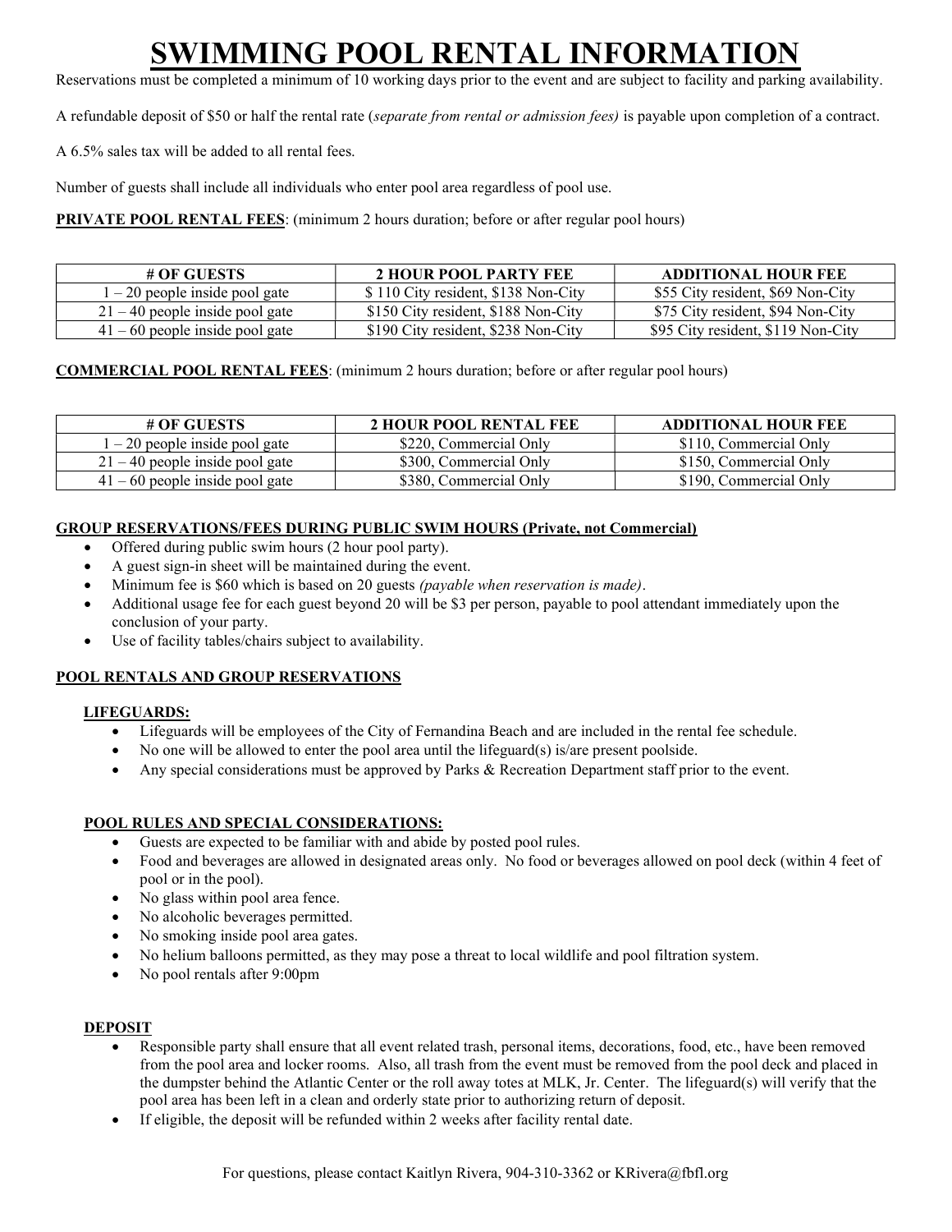# SWIMMING POOL RENTAL INFORMATION

Reservations must be completed a minimum of 10 working days prior to the event and are subject to facility and parking availability.

A refundable deposit of $50 or half the rental rate (*separate from rental or admission fees)* is payable upon completion of a contract.

A 6.5% sales tax will be added to all rental fees.

Number of guests shall include all individuals who enter pool area regardless of pool use.

**PRIVATE POOL RENTAL FEES**: (minimum 2 hours duration; before or after regular pool hours)

| # OF GUESTS | 2 HOUR POOL PARTY FEE | ADDITIONAL HOUR FEE |
|---|---|---|
| 1 – 20 people inside pool gate | $ 110 City resident, $138 Non-City | $55 City resident, $69 Non-City |
| 21 – 40 people inside pool gate | $150 City resident, $188 Non-City | $75 City resident, $94 Non-City |
| 41 – 60 people inside pool gate | $190 City resident, $238 Non-City | $95 City resident, $119 Non-City |

**COMMERCIAL POOL RENTAL FEES**: (minimum 2 hours duration; before or after regular pool hours)

| # OF GUESTS | 2 HOUR POOL RENTAL FEE | ADDITIONAL HOUR FEE |
|---|---|---|
| 1 – 20 people inside pool gate | $220, Commercial Only | $110, Commercial Only |
| 21 – 40 people inside pool gate | $300, Commercial Only | $150, Commercial Only |
| 41 – 60 people inside pool gate | $380, Commercial Only | $190, Commercial Only |

**GROUP RESERVATIONS/FEES DURING PUBLIC SWIM HOURS (Private, not Commercial)**

- Offered during public swim hours (2 hour pool party).
- A guest sign-in sheet will be maintained during the event.
- Minimum fee is $60 which is based on 20 guests *(payable when reservation is made)*.
- Additional usage fee for each guest beyond 20 will be $3 per person, payable to pool attendant immediately upon the conclusion of your party.
- Use of facility tables/chairs subject to availability.

**POOL RENTALS AND GROUP RESERVATIONS**

**LIFEGUARDS:**

- Lifeguards will be employees of the City of Fernandina Beach and are included in the rental fee schedule.
- No one will be allowed to enter the pool area until the lifeguard(s) is/are present poolside.
- Any special considerations must be approved by Parks & Recreation Department staff prior to the event.

**POOL RULES AND SPECIAL CONSIDERATIONS:**

- Guests are expected to be familiar with and abide by posted pool rules.
- Food and beverages are allowed in designated areas only. No food or beverages allowed on pool deck (within 4 feet of pool or in the pool).
- No glass within pool area fence.
- No alcoholic beverages permitted.
- No smoking inside pool area gates.
- No helium balloons permitted, as they may pose a threat to local wildlife and pool filtration system.
- No pool rentals after 9:00pm

**DEPOSIT**

- Responsible party shall ensure that all event related trash, personal items, decorations, food, etc., have been removed from the pool area and locker rooms. Also, all trash from the event must be removed from the pool deck and placed in the dumpster behind the Atlantic Center or the roll away totes at MLK, Jr. Center. The lifeguard(s) will verify that the pool area has been left in a clean and orderly state prior to authorizing return of deposit.
- If eligible, the deposit will be refunded within 2 weeks after facility rental date.

For questions, please contact Kaitlyn Rivera, 904-310-3362 or KRivera@fbfl.org